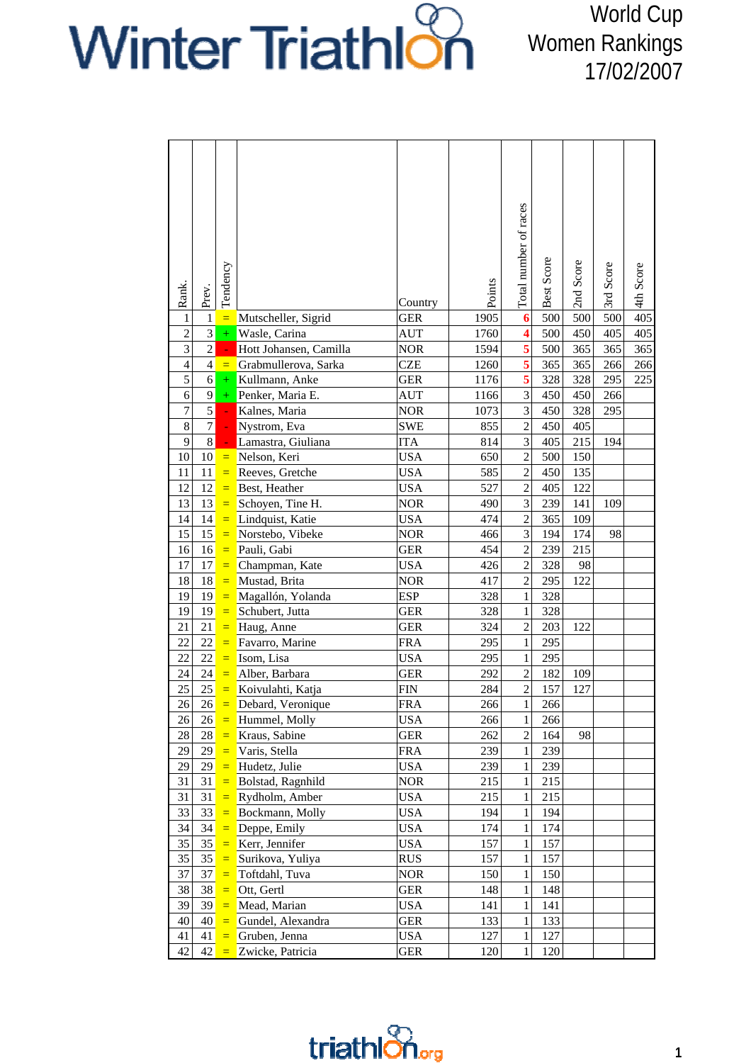# Winter Triathlon

World Cup
Women Rankings
17/02/2007

| Rank. | Prev. | Tendency | | Country | Points | Total number of races | Best Score | 2nd Score | 3rd Score | 4th Score |
|---|---|---|---|---|---|---|---|---|---|---|
| 1 | 1 | = | Mutscheller, Sigrid | GER | 1905 | 6 | 500 | 500 | 500 | 405 |
| 2 | 3 | + | Wasle, Carina | AUT | 1760 | 4 | 500 | 450 | 405 | 405 |
| 3 | 2 | - | Hott Johansen, Camilla | NOR | 1594 | 5 | 500 | 365 | 365 | 365 |
| 4 | 4 | = | Grabmullerova, Sarka | CZE | 1260 | 5 | 365 | 365 | 266 | 266 |
| 5 | 6 | + | Kullmann, Anke | GER | 1176 | 5 | 328 | 328 | 295 | 225 |
| 6 | 9 | + | Penker, Maria E. | AUT | 1166 | 3 | 450 | 450 | 266 | |
| 7 | 5 | - | Kalnes, Maria | NOR | 1073 | 3 | 450 | 328 | 295 | |
| 8 | 7 | - | Nystrom, Eva | SWE | 855 | 2 | 450 | 405 | | |
| 9 | 8 | - | Lamastra, Giuliana | ITA | 814 | 3 | 405 | 215 | 194 | |
| 10 | 10 | = | Nelson, Keri | USA | 650 | 2 | 500 | 150 | | |
| 11 | 11 | = | Reeves, Gretche | USA | 585 | 2 | 450 | 135 | | |
| 12 | 12 | = | Best, Heather | USA | 527 | 2 | 405 | 122 | | |
| 13 | 13 | = | Schoyen, Tine H. | NOR | 490 | 3 | 239 | 141 | 109 | |
| 14 | 14 | = | Lindquist, Katie | USA | 474 | 2 | 365 | 109 | | |
| 15 | 15 | = | Norstebo, Vibeke | NOR | 466 | 3 | 194 | 174 | 98 | |
| 16 | 16 | = | Pauli, Gabi | GER | 454 | 2 | 239 | 215 | | |
| 17 | 17 | = | Champman, Kate | USA | 426 | 2 | 328 | 98 | | |
| 18 | 18 | = | Mustad, Brita | NOR | 417 | 2 | 295 | 122 | | |
| 19 | 19 | = | Magallón, Yolanda | ESP | 328 | 1 | 328 | | | |
| 19 | 19 | = | Schubert, Jutta | GER | 328 | 1 | 328 | | | |
| 21 | 21 | = | Haug, Anne | GER | 324 | 2 | 203 | 122 | | |
| 22 | 22 | = | Favarro, Marine | FRA | 295 | 1 | 295 | | | |
| 22 | 22 | = | Isom, Lisa | USA | 295 | 1 | 295 | | | |
| 24 | 24 | = | Alber, Barbara | GER | 292 | 2 | 182 | 109 | | |
| 25 | 25 | = | Koivulahti, Katja | FIN | 284 | 2 | 157 | 127 | | |
| 26 | 26 | = | Debard, Veronique | FRA | 266 | 1 | 266 | | | |
| 26 | 26 | = | Hummel, Molly | USA | 266 | 1 | 266 | | | |
| 28 | 28 | = | Kraus, Sabine | GER | 262 | 2 | 164 | 98 | | |
| 29 | 29 | = | Varis, Stella | FRA | 239 | 1 | 239 | | | |
| 29 | 29 | = | Hudetz, Julie | USA | 239 | 1 | 239 | | | |
| 31 | 31 | = | Bolstad, Ragnhild | NOR | 215 | 1 | 215 | | | |
| 31 | 31 | = | Rydholm, Amber | USA | 215 | 1 | 215 | | | |
| 33 | 33 | = | Bockmann, Molly | USA | 194 | 1 | 194 | | | |
| 34 | 34 | = | Deppe, Emily | USA | 174 | 1 | 174 | | | |
| 35 | 35 | = | Kerr, Jennifer | USA | 157 | 1 | 157 | | | |
| 35 | 35 | = | Surikova, Yuliya | RUS | 157 | 1 | 157 | | | |
| 37 | 37 | = | Toftdahl, Tuva | NOR | 150 | 1 | 150 | | | |
| 38 | 38 | = | Ott, Gertl | GER | 148 | 1 | 148 | | | |
| 39 | 39 | = | Mead, Marian | USA | 141 | 1 | 141 | | | |
| 40 | 40 | = | Gundel, Alexandra | GER | 133 | 1 | 133 | | | |
| 41 | 41 | = | Gruben, Jenna | USA | 127 | 1 | 127 | | | |
| 42 | 42 | = | Zwicke, Patricia | GER | 120 | 1 | 120 | | | |

triathlon.org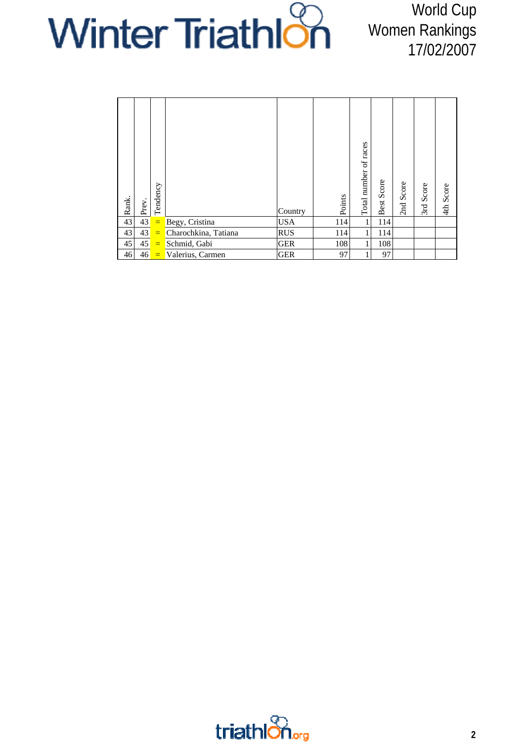# Winter Triathlon

World Cup
Women Rankings
17/02/2007

| Rank. | Prev. | Tendency | | Country | Points | Total number of races | Best Score | 2nd Score | 3rd Score | 4th Score |
|---|---|---|---|---|---|---|---|---|---|---|
| 43 | 43 | = | Begy, Cristina | USA | 114 | 1 | 114 | | | |
| 43 | 43 | = | Charochkina, Tatiana | RUS | 114 | 1 | 114 | | | |
| 45 | 45 | = | Schmid, Gabi | GER | 108 | 1 | 108 | | | |
| 46 | 46 | = | Valerius, Carmen | GER | 97 | 1 | 97 | | | |

triathlon.org